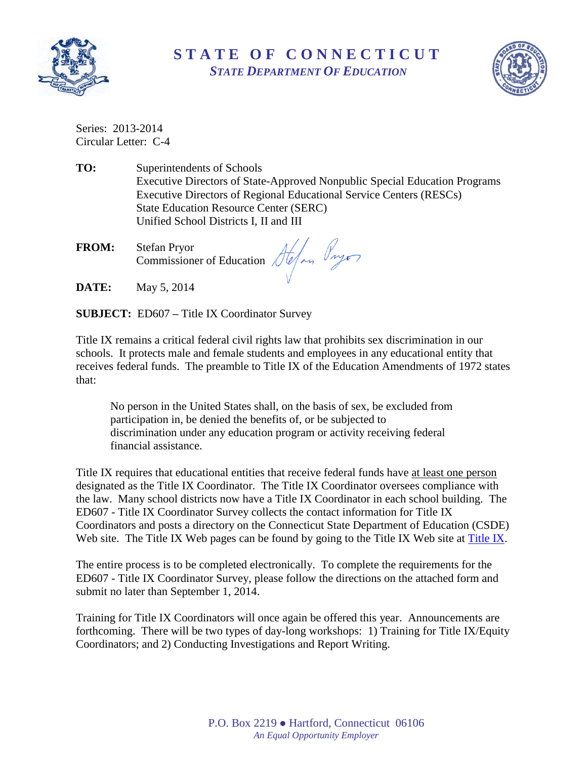# STATE OF CONNECTICUT
## *STATE DEPARTMENT OF EDUCATION*

Series: 2013-2014
Circular Letter: C-4

**TO:** Superintendents of Schools
Executive Directors of State-Approved Nonpublic Special Education Programs
Executive Directors of Regional Educational Service Centers (RESCs)
State Education Resource Center (SERC)
Unified School Districts I, II and III

**FROM:** Stefan Pryor
Commissioner of Education

**DATE:** May 5, 2014

**SUBJECT:** ED607 – Title IX Coordinator Survey

Title IX remains a critical federal civil rights law that prohibits sex discrimination in our schools. It protects male and female students and employees in any educational entity that receives federal funds. The preamble to Title IX of the Education Amendments of 1972 states that:

> No person in the United States shall, on the basis of sex, be excluded from participation in, be denied the benefits of, or be subjected to discrimination under any education program or activity receiving federal financial assistance.

Title IX requires that educational entities that receive federal funds have at least one person designated as the Title IX Coordinator. The Title IX Coordinator oversees compliance with the law. Many school districts now have a Title IX Coordinator in each school building. The ED607 - Title IX Coordinator Survey collects the contact information for Title IX Coordinators and posts a directory on the Connecticut State Department of Education (CSDE) Web site. The Title IX Web pages can be found by going to the Title IX Web site at Title IX.

The entire process is to be completed electronically. To complete the requirements for the ED607 - Title IX Coordinator Survey, please follow the directions on the attached form and submit no later than September 1, 2014.

Training for Title IX Coordinators will once again be offered this year. Announcements are forthcoming. There will be two types of day-long workshops: 1) Training for Title IX/Equity Coordinators; and 2) Conducting Investigations and Report Writing.

P.O. Box 2219 ● Hartford, Connecticut 06106
*An Equal Opportunity Employer*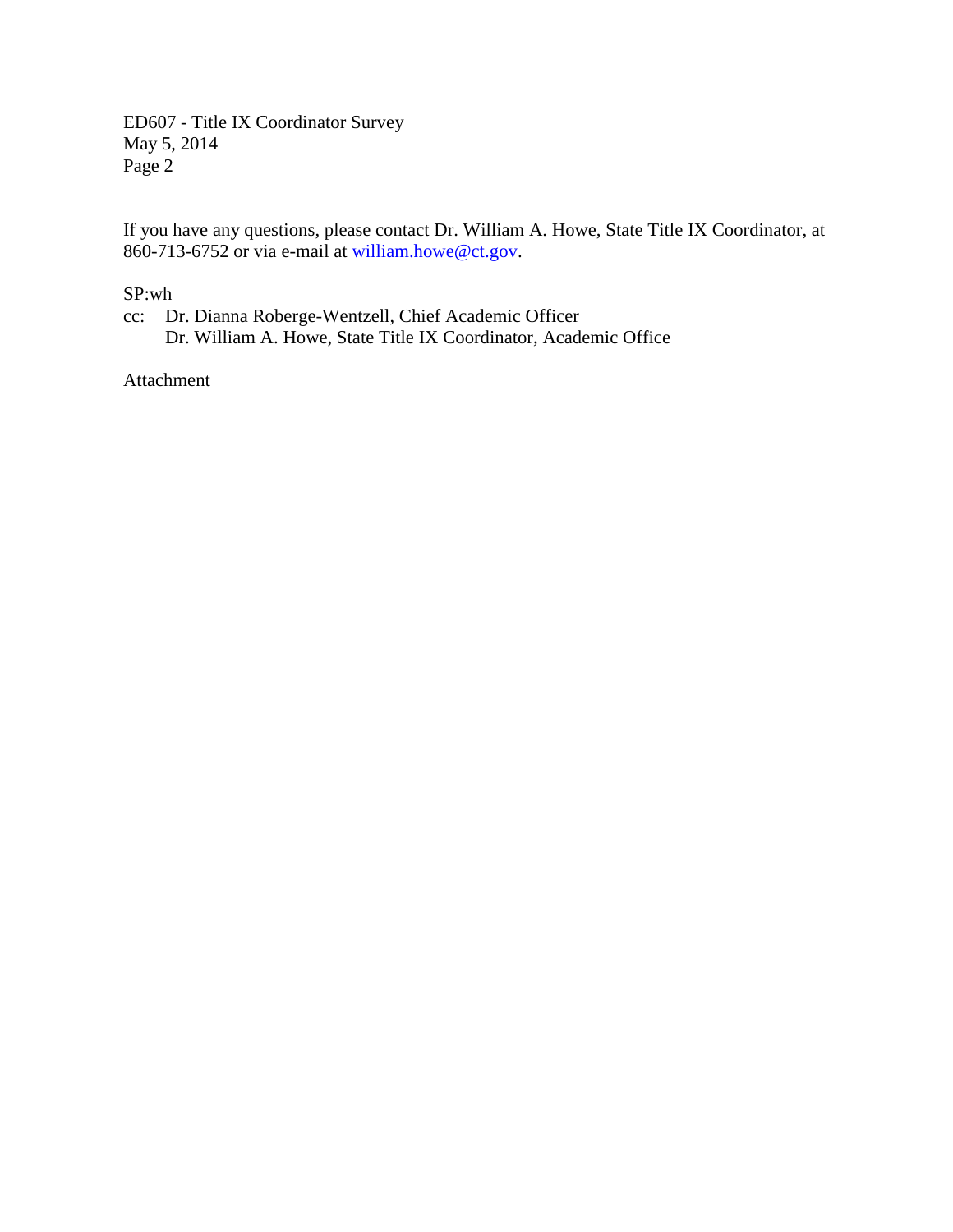If you have any questions, please contact Dr. William A. Howe, State Title IX Coordinator, at 860-713-6752 or via e-mail at william.howe@ct.gov.

SP:wh

cc: Dr. Dianna Roberge-Wentzell, Chief Academic Officer
Dr. William A. Howe, State Title IX Coordinator, Academic Office

Attachment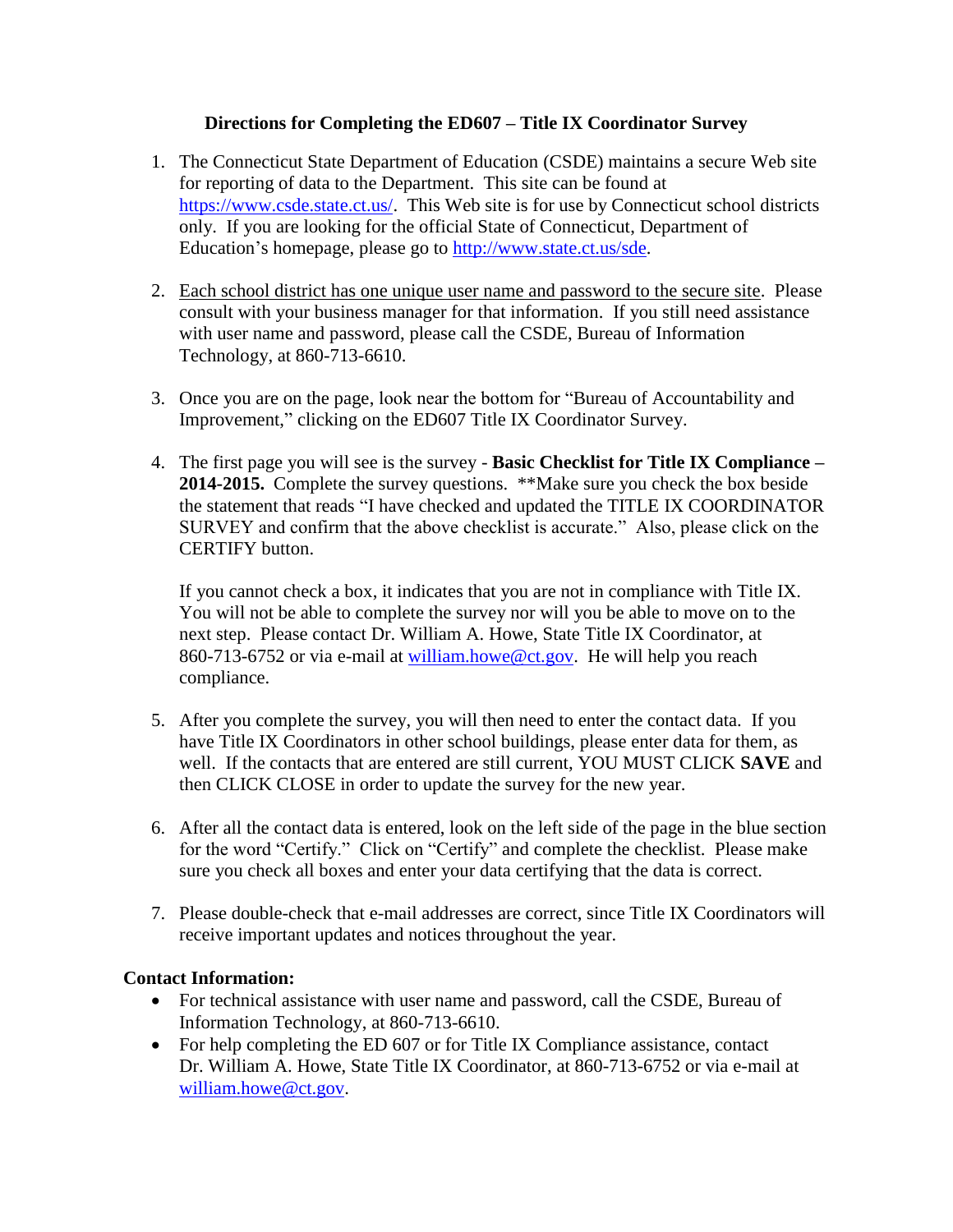# Directions for Completing the ED607 – Title IX Coordinator Survey

1. The Connecticut State Department of Education (CSDE) maintains a secure Web site for reporting of data to the Department. This site can be found at https://www.csde.state.ct.us/. This Web site is for use by Connecticut school districts only. If you are looking for the official State of Connecticut, Department of Education's homepage, please go to http://www.state.ct.us/sde.

2. Each school district has one unique user name and password to the secure site. Please consult with your business manager for that information. If you still need assistance with user name and password, please call the CSDE, Bureau of Information Technology, at 860-713-6610.

3. Once you are on the page, look near the bottom for "Bureau of Accountability and Improvement," clicking on the ED607 Title IX Coordinator Survey.

4. The first page you will see is the survey - **Basic Checklist for Title IX Compliance – 2014-2015.** Complete the survey questions. **Make sure you check the box beside the statement that reads "I have checked and updated the TITLE IX COORDINATOR SURVEY and confirm that the above checklist is accurate." Also, please click on the CERTIFY button.

   If you cannot check a box, it indicates that you are not in compliance with Title IX. You will not be able to complete the survey nor will you be able to move on to the next step. Please contact Dr. William A. Howe, State Title IX Coordinator, at 860-713-6752 or via e-mail at william.howe@ct.gov. He will help you reach compliance.

5. After you complete the survey, you will then need to enter the contact data. If you have Title IX Coordinators in other school buildings, please enter data for them, as well. If the contacts that are entered are still current, YOU MUST CLICK **SAVE** and then CLICK CLOSE in order to update the survey for the new year.

6. After all the contact data is entered, look on the left side of the page in the blue section for the word "Certify." Click on "Certify" and complete the checklist. Please make sure you check all boxes and enter your data certifying that the data is correct.

7. Please double-check that e-mail addresses are correct, since Title IX Coordinators will receive important updates and notices throughout the year.

**Contact Information:**

- For technical assistance with user name and password, call the CSDE, Bureau of Information Technology, at 860-713-6610.
- For help completing the ED 607 or for Title IX Compliance assistance, contact Dr. William A. Howe, State Title IX Coordinator, at 860-713-6752 or via e-mail at william.howe@ct.gov.